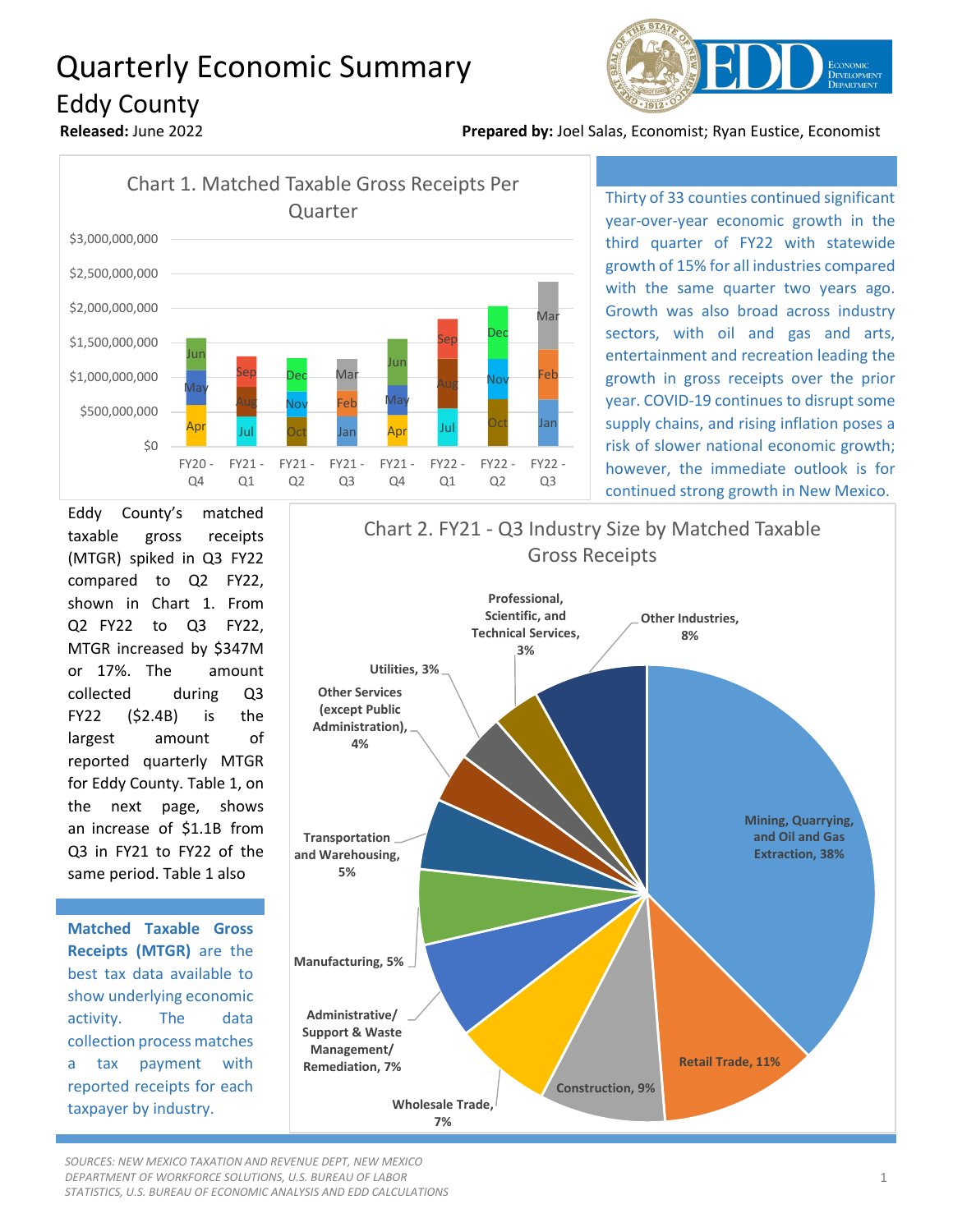# Quarterly Economic Summary

## Eddy County

**Released:** June 2022

**Prepared by:** Joel Salas, Economist; Ryan Eustice, Economist

Chart 1. Matched Taxable Gross Receipts Per Quarter

Thirty of 33 counties continued significant year-over-year economic growth in the third quarter of FY22 with statewide growth of 15% for all industries compared with the same quarter two years ago. Growth was also broad across industry sectors, with oil and gas and arts, entertainment and recreation leading the growth in gross receipts over the prior year. COVID-19 continues to disrupt some supply chains, and rising inflation poses a risk of slower national economic growth; however, the immediate outlook is for continued strong growth in New Mexico.

Eddy County's matched taxable gross receipts (MTGR) spiked in Q3 FY22 compared to Q2 FY22, shown in Chart 1. From Q2 FY22 to Q3 FY22, MTGR increased by $347M or 17%. The amount collected during Q3 FY22 ($2.4B) is the largest amount of reported quarterly MTGR for Eddy County. Table 1, on the next page, shows an increase of $1.1B from Q3 in FY21 to FY22 of the same period. Table 1 also

Chart 2. FY21 - Q3 Industry Size by Matched Taxable Gross Receipts

| Industry | Share |
|---|---|
| Mining, Quarrying, and Oil and Gas Extraction | 38% |
| Retail Trade | 11% |
| Construction | 9% |
| Wholesale Trade | 7% |
| Administrative/ Support & Waste Management/ Remediation | 7% |
| Manufacturing | 5% |
| Transportation and Warehousing | 5% |
| Other Services (except Public Administration) | 4% |
| Utilities | 3% |
| Professional, Scientific, and Technical Services | 3% |
| Other Industries | 8% |

**Matched Taxable Gross Receipts (MTGR)** are the best tax data available to show underlying economic activity. The data collection process matches a tax payment with reported receipts for each taxpayer by industry.

*SOURCES: NEW MEXICO TAXATION AND REVENUE DEPT, NEW MEXICO DEPARTMENT OF WORKFORCE SOLUTIONS, U.S. BUREAU OF LABOR STATISTICS, U.S. BUREAU OF ECONOMIC ANALYSIS AND EDD CALCULATIONS*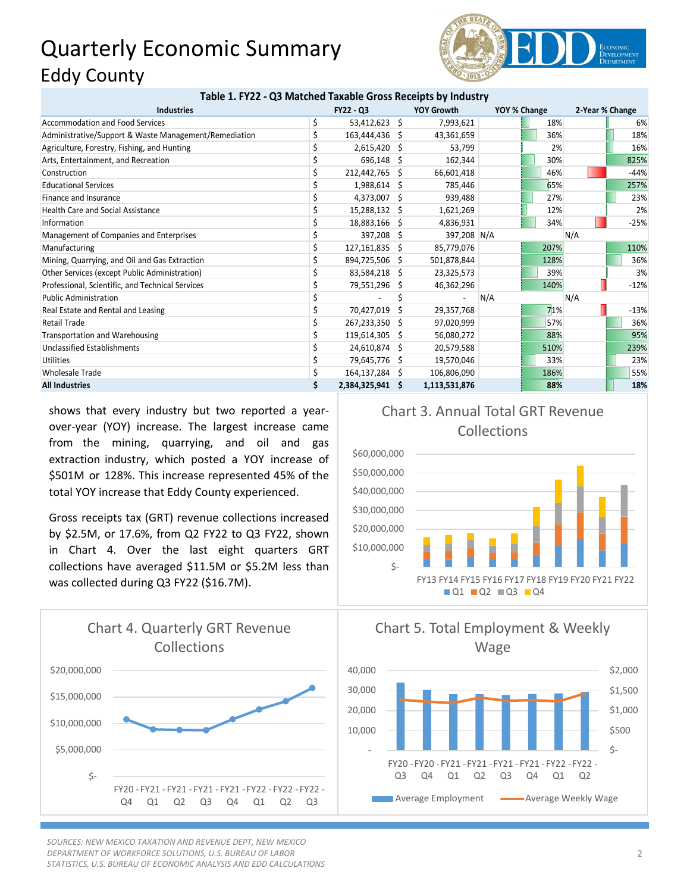# Quarterly Economic Summary

## Eddy County

**Table 1. FY22 - Q3 Matched Taxable Gross Receipts by Industry**

| Industries | FY22 - Q3 | YOY Growth | YOY % Change | 2-Year % Change |
|---|---|---|---|---|
| Accommodation and Food Services | $ 53,412,623 | $ 7,993,621 | 18% | 6% |
| Administrative/Support & Waste Management/Remediation | $ 163,444,436 | $ 43,361,659 | 36% | 18% |
| Agriculture, Forestry, Fishing, and Hunting | $ 2,615,420 | $ 53,799 | 2% | 16% |
| Arts, Entertainment, and Recreation | $ 696,148 | $ 162,344 | 30% | 825% |
| Construction | $ 212,442,765 | $ 66,601,418 | 46% | -44% |
| Educational Services | $ 1,988,614 | $ 785,446 | 65% | 257% |
| Finance and Insurance | $ 4,373,007 | $ 939,488 | 27% | 23% |
| Health Care and Social Assistance | $ 15,288,132 | $ 1,621,269 | 12% | 2% |
| Information | $ 18,883,166 | $ 4,836,931 | 34% | -25% |
| Management of Companies and Enterprises | $ 397,208 | $ 397,208 | N/A | N/A |
| Manufacturing | $ 127,161,835 | $ 85,779,076 | 207% | 110% |
| Mining, Quarrying, and Oil and Gas Extraction | $ 894,725,506 | $ 501,878,844 | 128% | 36% |
| Other Services (except Public Administration) | $ 83,584,218 | $ 23,325,573 | 39% | 3% |
| Professional, Scientific, and Technical Services | $ 79,551,296 | $ 46,362,296 | 140% | -12% |
| Public Administration | $ - | $ - | N/A | N/A |
| Real Estate and Rental and Leasing | $ 70,427,019 | $ 29,357,768 | 71% | -13% |
| Retail Trade | $ 267,233,350 | $ 97,020,999 | 57% | 36% |
| Transportation and Warehousing | $ 119,614,305 | $ 56,080,272 | 88% | 95% |
| Unclassified Establishments | $ 24,610,874 | $ 20,579,588 | 510% | 239% |
| Utilities | $ 79,645,776 | $ 19,570,046 | 33% | 23% |
| Wholesale Trade | $ 164,137,284 | $ 106,806,090 | 186% | 55% |
| **All Industries** | **$ 2,384,325,941** | **$ 1,113,531,876** | **88%** | **18%** |

shows that every industry but two reported a year-over-year (YOY) increase. The largest increase came from the mining, quarrying, and oil and gas extraction industry, which posted a YOY increase of $501M or 128%. This increase represented 45% of the total YOY increase that Eddy County experienced.

Gross receipts tax (GRT) revenue collections increased by $2.5M, or 17.6%, from Q2 FY22 to Q3 FY22, shown in Chart 4. Over the last eight quarters GRT collections have averaged $11.5M or $5.2M less than was collected during Q3 FY22 ($16.7M).

Chart 3. Annual Total GRT Revenue Collections

Chart 4. Quarterly GRT Revenue Collections

Chart 5. Total Employment & Weekly Wage

*SOURCES: NEW MEXICO TAXATION AND REVENUE DEPT, NEW MEXICO DEPARTMENT OF WORKFORCE SOLUTIONS, U.S. BUREAU OF LABOR STATISTICS, U.S. BUREAU OF ECONOMIC ANALYSIS AND EDD CALCULATIONS*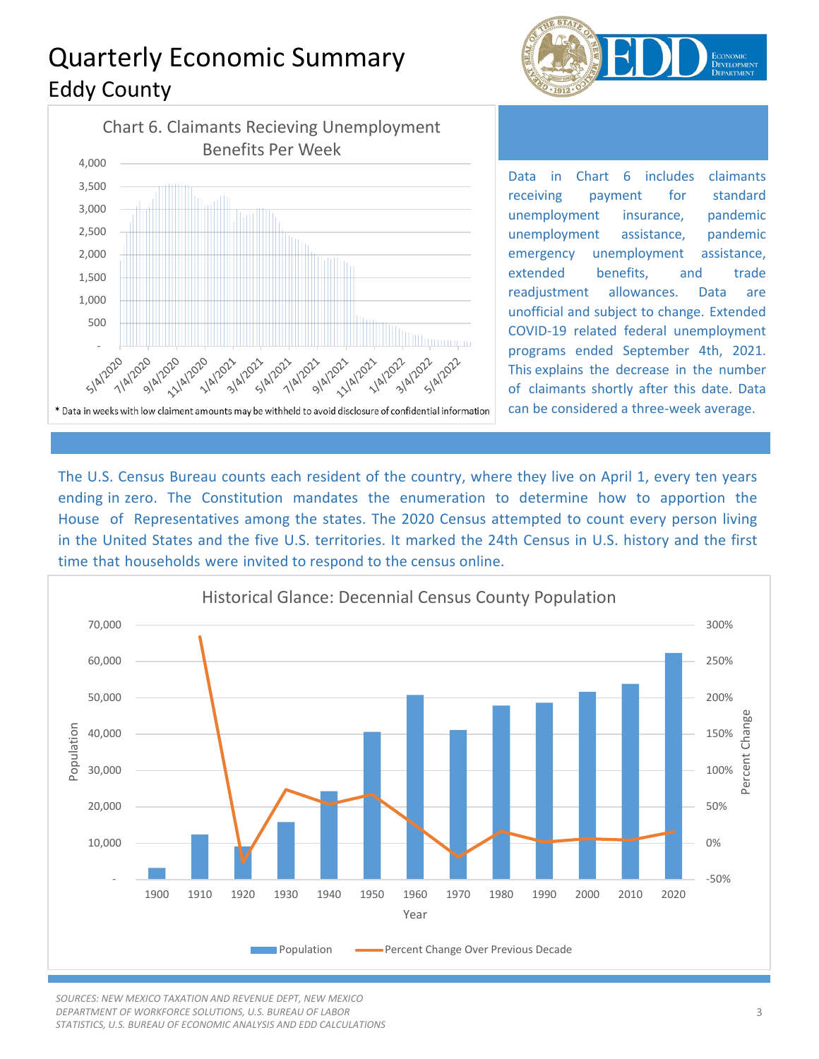# Quarterly Economic Summary

## Eddy County

Chart 6. Claimants Recieving Unemployment Benefits Per Week

4,000
3,500
3,000
2,500
2,000
1,500
1,000
500
-

5/4/2020 7/4/2020 9/4/2020 11/4/2020 1/4/2021 3/4/2021 5/4/2021 7/4/2021 9/4/2021 11/4/2021 1/4/2022 3/4/2022 5/4/2022

* Data in weeks with low claiment amounts may be withheld to avoid disclosure of confidential information

Data in Chart 6 includes claimants receiving payment for standard unemployment insurance, pandemic unemployment assistance, pandemic emergency unemployment assistance, extended benefits, and trade readjustment allowances. Data are unofficial and subject to change. Extended COVID-19 related federal unemployment programs ended September 4th, 2021. This explains the decrease in the number of claimants shortly after this date. Data can be considered a three-week average.

The U.S. Census Bureau counts each resident of the country, where they live on April 1, every ten years ending in zero. The Constitution mandates the enumeration to determine how to apportion the House of Representatives among the states. The 2020 Census attempted to count every person living in the United States and the five U.S. territories. It marked the 24th Census in U.S. history and the first time that households were invited to respond to the census online.

Historical Glance: Decennial Census County Population

Population

70,000
60,000
50,000
40,000
30,000
20,000
10,000
-

Percent Change

300%
250%
200%
150%
100%
50%
0%
-50%

1900 1910 1920 1930 1940 1950 1960 1970 1980 1990 2000 2010 2020

Year

Population — Percent Change Over Previous Decade

*SOURCES: NEW MEXICO TAXATION AND REVENUE DEPT, NEW MEXICO DEPARTMENT OF WORKFORCE SOLUTIONS, U.S. BUREAU OF LABOR STATISTICS, U.S. BUREAU OF ECONOMIC ANALYSIS AND EDD CALCULATIONS*